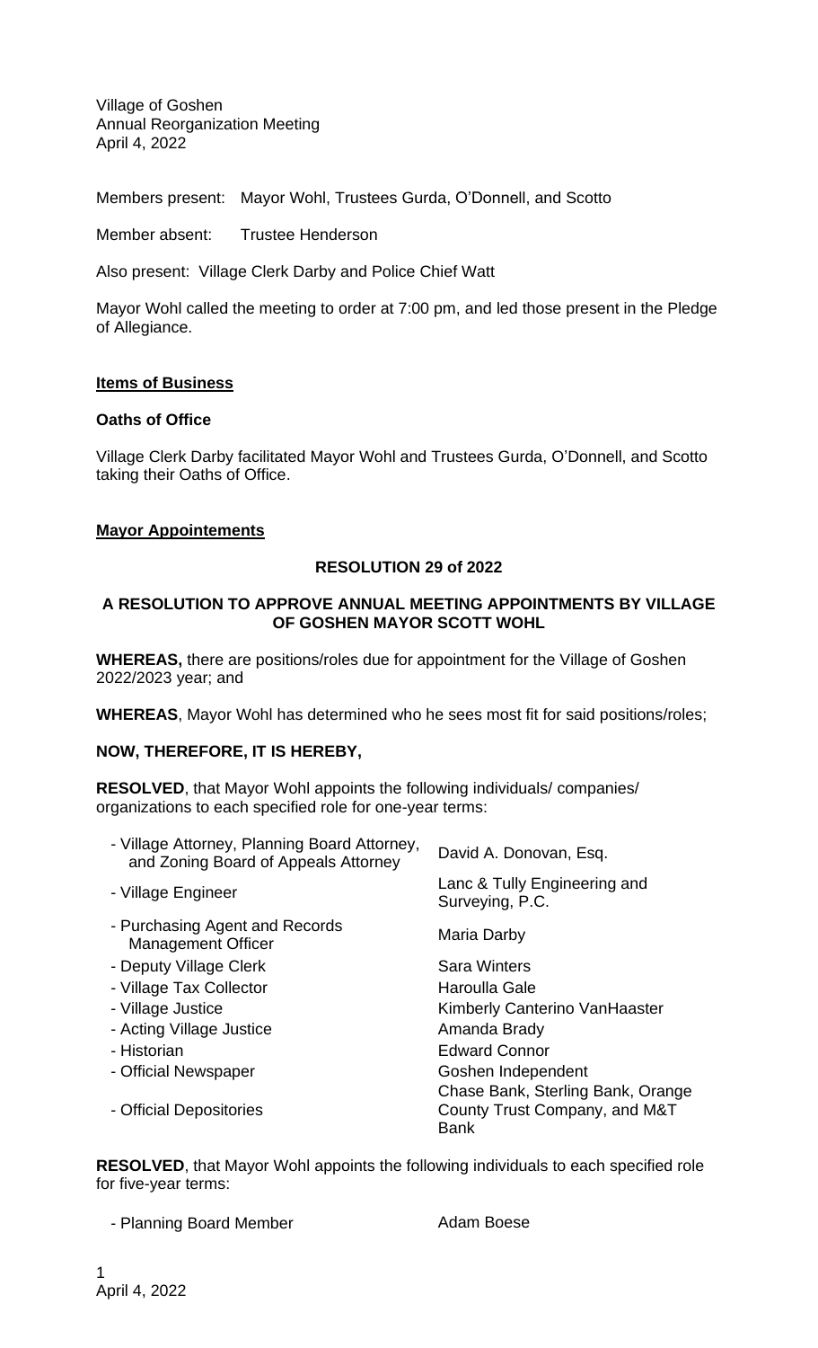Village of Goshen
Annual Reorganization Meeting
April 4, 2022

Members present: Mayor Wohl, Trustees Gurda, O'Donnell, and Scotto

Member absent: Trustee Henderson

Also present: Village Clerk Darby and Police Chief Watt

Mayor Wohl called the meeting to order at 7:00 pm, and led those present in the Pledge of Allegiance.

**Items of Business**

**Oaths of Office**

Village Clerk Darby facilitated Mayor Wohl and Trustees Gurda, O'Donnell, and Scotto taking their Oaths of Office.

**Mayor Appointements**

**RESOLUTION 29 of 2022**

**A RESOLUTION TO APPROVE ANNUAL MEETING APPOINTMENTS BY VILLAGE OF GOSHEN MAYOR SCOTT WOHL**

**WHEREAS,** there are positions/roles due for appointment for the Village of Goshen 2022/2023 year; and

**WHEREAS**, Mayor Wohl has determined who he sees most fit for said positions/roles;

**NOW, THEREFORE, IT IS HEREBY,**

**RESOLVED**, that Mayor Wohl appoints the following individuals/ companies/ organizations to each specified role for one-year terms:

| Role | Appointee |
|---|---|
| - Village Attorney, Planning Board Attorney, and Zoning Board of Appeals Attorney | David A. Donovan, Esq. |
| - Village Engineer | Lanc & Tully Engineering and Surveying, P.C. |
| - Purchasing Agent and Records Management Officer | Maria Darby |
| - Deputy Village Clerk | Sara Winters |
| - Village Tax Collector | Haroulla Gale |
| - Village Justice | Kimberly Canterino VanHaaster |
| - Acting Village Justice | Amanda Brady |
| - Historian | Edward Connor |
| - Official Newspaper | Goshen Independent |
| - Official Depositories | Chase Bank, Sterling Bank, Orange County Trust Company, and M&T Bank |

**RESOLVED**, that Mayor Wohl appoints the following individuals to each specified role for five-year terms:

| Role | Appointee |
|---|---|
| - Planning Board Member | Adam Boese |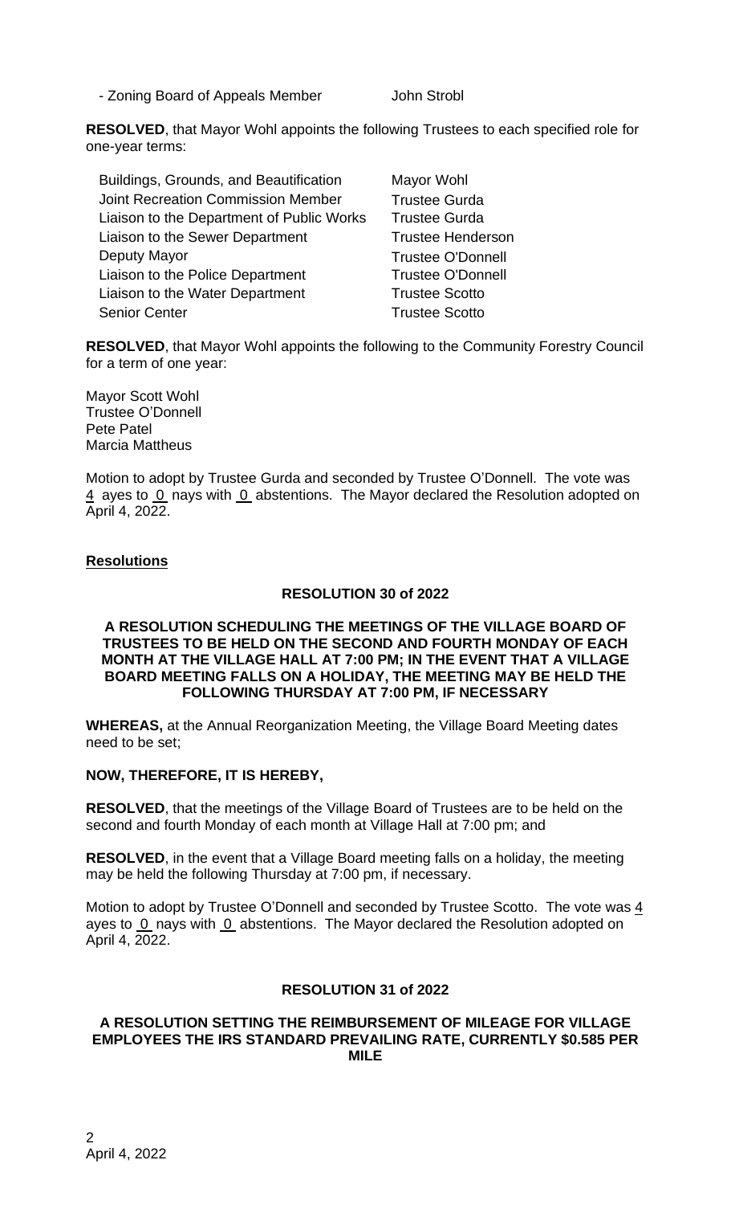- Zoning Board of Appeals Member John Strobl

**RESOLVED**, that Mayor Wohl appoints the following Trustees to each specified role for one-year terms:

| | |
|---|---|
| Buildings, Grounds, and Beautification | Mayor Wohl |
| Joint Recreation Commission Member | Trustee Gurda |
| Liaison to the Department of Public Works | Trustee Gurda |
| Liaison to the Sewer Department | Trustee Henderson |
| Deputy Mayor | Trustee O'Donnell |
| Liaison to the Police Department | Trustee O'Donnell |
| Liaison to the Water Department | Trustee Scotto |
| Senior Center | Trustee Scotto |

**RESOLVED**, that Mayor Wohl appoints the following to the Community Forestry Council for a term of one year:

Mayor Scott Wohl
Trustee O'Donnell
Pete Patel
Marcia Mattheus

Motion to adopt by Trustee Gurda and seconded by Trustee O'Donnell. The vote was 4 ayes to 0 nays with 0 abstentions. The Mayor declared the Resolution adopted on April 4, 2022.

## Resolutions

### RESOLUTION 30 of 2022

**A RESOLUTION SCHEDULING THE MEETINGS OF THE VILLAGE BOARD OF TRUSTEES TO BE HELD ON THE SECOND AND FOURTH MONDAY OF EACH MONTH AT THE VILLAGE HALL AT 7:00 PM; IN THE EVENT THAT A VILLAGE BOARD MEETING FALLS ON A HOLIDAY, THE MEETING MAY BE HELD THE FOLLOWING THURSDAY AT 7:00 PM, IF NECESSARY**

**WHEREAS,** at the Annual Reorganization Meeting, the Village Board Meeting dates need to be set;

**NOW, THEREFORE, IT IS HEREBY,**

**RESOLVED**, that the meetings of the Village Board of Trustees are to be held on the second and fourth Monday of each month at Village Hall at 7:00 pm; and

**RESOLVED**, in the event that a Village Board meeting falls on a holiday, the meeting may be held the following Thursday at 7:00 pm, if necessary.

Motion to adopt by Trustee O'Donnell and seconded by Trustee Scotto. The vote was 4 ayes to 0 nays with 0 abstentions. The Mayor declared the Resolution adopted on April 4, 2022.

### RESOLUTION 31 of 2022

**A RESOLUTION SETTING THE REIMBURSEMENT OF MILEAGE FOR VILLAGE EMPLOYEES THE IRS STANDARD PREVAILING RATE, CURRENTLY $0.585 PER MILE**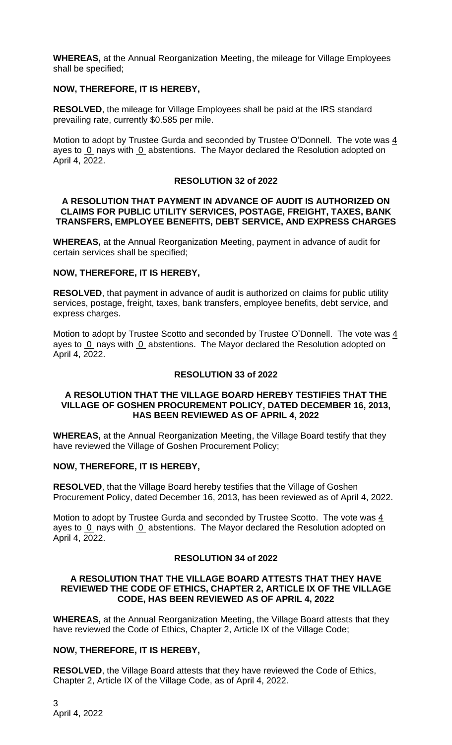**WHEREAS,** at the Annual Reorganization Meeting, the mileage for Village Employees shall be specified;

**NOW, THEREFORE, IT IS HEREBY,**

**RESOLVED**, the mileage for Village Employees shall be paid at the IRS standard prevailing rate, currently $0.585 per mile.

Motion to adopt by Trustee Gurda and seconded by Trustee O'Donnell. The vote was 4 ayes to 0 nays with 0 abstentions. The Mayor declared the Resolution adopted on April 4, 2022.

## RESOLUTION 32 of 2022

### A RESOLUTION THAT PAYMENT IN ADVANCE OF AUDIT IS AUTHORIZED ON CLAIMS FOR PUBLIC UTILITY SERVICES, POSTAGE, FREIGHT, TAXES, BANK TRANSFERS, EMPLOYEE BENEFITS, DEBT SERVICE, AND EXPRESS CHARGES

**WHEREAS,** at the Annual Reorganization Meeting, payment in advance of audit for certain services shall be specified;

**NOW, THEREFORE, IT IS HEREBY,**

**RESOLVED**, that payment in advance of audit is authorized on claims for public utility services, postage, freight, taxes, bank transfers, employee benefits, debt service, and express charges.

Motion to adopt by Trustee Scotto and seconded by Trustee O'Donnell. The vote was 4 ayes to 0 nays with 0 abstentions. The Mayor declared the Resolution adopted on April 4, 2022.

## RESOLUTION 33 of 2022

### A RESOLUTION THAT THE VILLAGE BOARD HEREBY TESTIFIES THAT THE VILLAGE OF GOSHEN PROCUREMENT POLICY, DATED DECEMBER 16, 2013, HAS BEEN REVIEWED AS OF APRIL 4, 2022

**WHEREAS,** at the Annual Reorganization Meeting, the Village Board testify that they have reviewed the Village of Goshen Procurement Policy;

**NOW, THEREFORE, IT IS HEREBY,**

**RESOLVED**, that the Village Board hereby testifies that the Village of Goshen Procurement Policy, dated December 16, 2013, has been reviewed as of April 4, 2022.

Motion to adopt by Trustee Gurda and seconded by Trustee Scotto. The vote was 4 ayes to 0 nays with 0 abstentions. The Mayor declared the Resolution adopted on April 4, 2022.

## RESOLUTION 34 of 2022

### A RESOLUTION THAT THE VILLAGE BOARD ATTESTS THAT THEY HAVE REVIEWED THE CODE OF ETHICS, CHAPTER 2, ARTICLE IX OF THE VILLAGE CODE, HAS BEEN REVIEWED AS OF APRIL 4, 2022

**WHEREAS,** at the Annual Reorganization Meeting, the Village Board attests that they have reviewed the Code of Ethics, Chapter 2, Article IX of the Village Code;

**NOW, THEREFORE, IT IS HEREBY,**

**RESOLVED**, the Village Board attests that they have reviewed the Code of Ethics, Chapter 2, Article IX of the Village Code, as of April 4, 2022.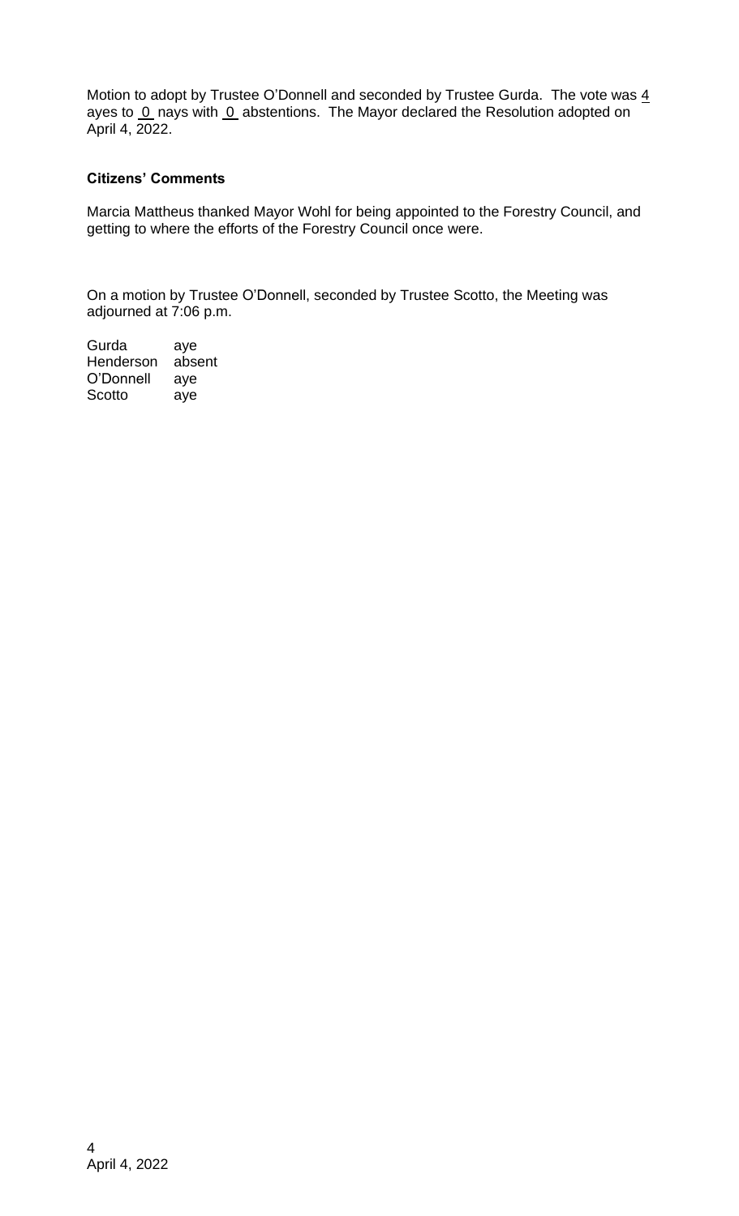Motion to adopt by Trustee O'Donnell and seconded by Trustee Gurda. The vote was 4 ayes to 0 nays with 0 abstentions. The Mayor declared the Resolution adopted on April 4, 2022.

**Citizens' Comments**

Marcia Mattheus thanked Mayor Wohl for being appointed to the Forestry Council, and getting to where the efforts of the Forestry Council once were.

On a motion by Trustee O'Donnell, seconded by Trustee Scotto, the Meeting was adjourned at 7:06 p.m.

| | |
|---|---|
| Gurda | aye |
| Henderson | absent |
| O'Donnell | aye |
| Scotto | aye |